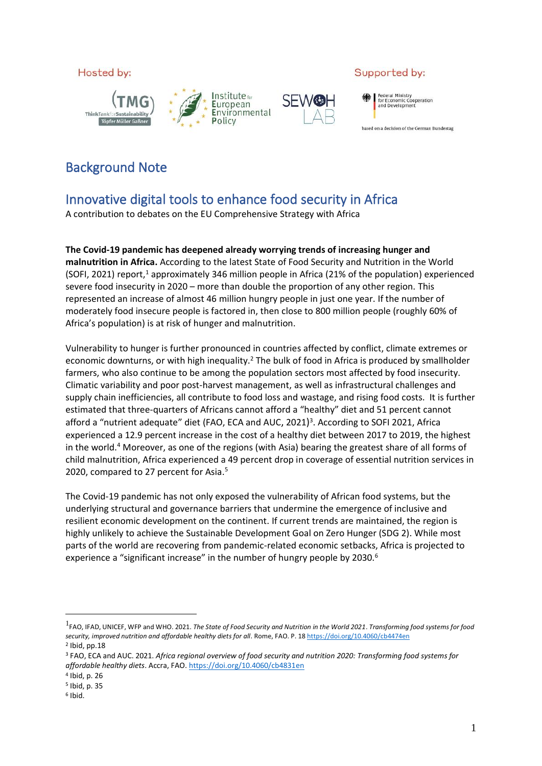Hosted by: Supported by:

Federal Ministry for Economic Cooperation and Development

based on a decision of the German Bundestag

# Background Note

## Innovative digital tools to enhance food security in Africa

A contribution to debates on the EU Comprehensive Strategy with Africa

**The Covid-19 pandemic has deepened already worrying trends of increasing hunger and malnutrition in Africa.** According to the latest State of Food Security and Nutrition in the World (SOFI, 2021) report,[1] approximately 346 million people in Africa (21% of the population) experienced severe food insecurity in 2020 – more than double the proportion of any other region. This represented an increase of almost 46 million hungry people in just one year. If the number of moderately food insecure people is factored in, then close to 800 million people (roughly 60% of Africa's population) is at risk of hunger and malnutrition.

Vulnerability to hunger is further pronounced in countries affected by conflict, climate extremes or economic downturns, or with high inequality.[2] The bulk of food in Africa is produced by smallholder farmers, who also continue to be among the population sectors most affected by food insecurity. Climatic variability and poor post-harvest management, as well as infrastructural challenges and supply chain inefficiencies, all contribute to food loss and wastage, and rising food costs. It is further estimated that three-quarters of Africans cannot afford a "healthy" diet and 51 percent cannot afford a "nutrient adequate" diet (FAO, ECA and AUC, 2021)[3]. According to SOFI 2021, Africa experienced a 12.9 percent increase in the cost of a healthy diet between 2017 to 2019, the highest in the world.[4] Moreover, as one of the regions (with Asia) bearing the greatest share of all forms of child malnutrition, Africa experienced a 49 percent drop in coverage of essential nutrition services in 2020, compared to 27 percent for Asia.[5]

The Covid-19 pandemic has not only exposed the vulnerability of African food systems, but the underlying structural and governance barriers that undermine the emergence of inclusive and resilient economic development on the continent. If current trends are maintained, the region is highly unlikely to achieve the Sustainable Development Goal on Zero Hunger (SDG 2). While most parts of the world are recovering from pandemic-related economic setbacks, Africa is projected to experience a "significant increase" in the number of hungry people by 2030.[6]

---

[1] FAO, IFAD, UNICEF, WFP and WHO. 2021. *The State of Food Security and Nutrition in the World 2021. Transforming food systems for food security, improved nutrition and affordable healthy diets for all*. Rome, FAO. P. 18 https://doi.org/10.4060/cb4474en

[2] Ibid, pp.18

[3] FAO, ECA and AUC. 2021. *Africa regional overview of food security and nutrition 2020: Transforming food systems for affordable healthy diets*. Accra, FAO. https://doi.org/10.4060/cb4831en

[4] Ibid, p. 26

[5] Ibid, p. 35

[6] Ibid.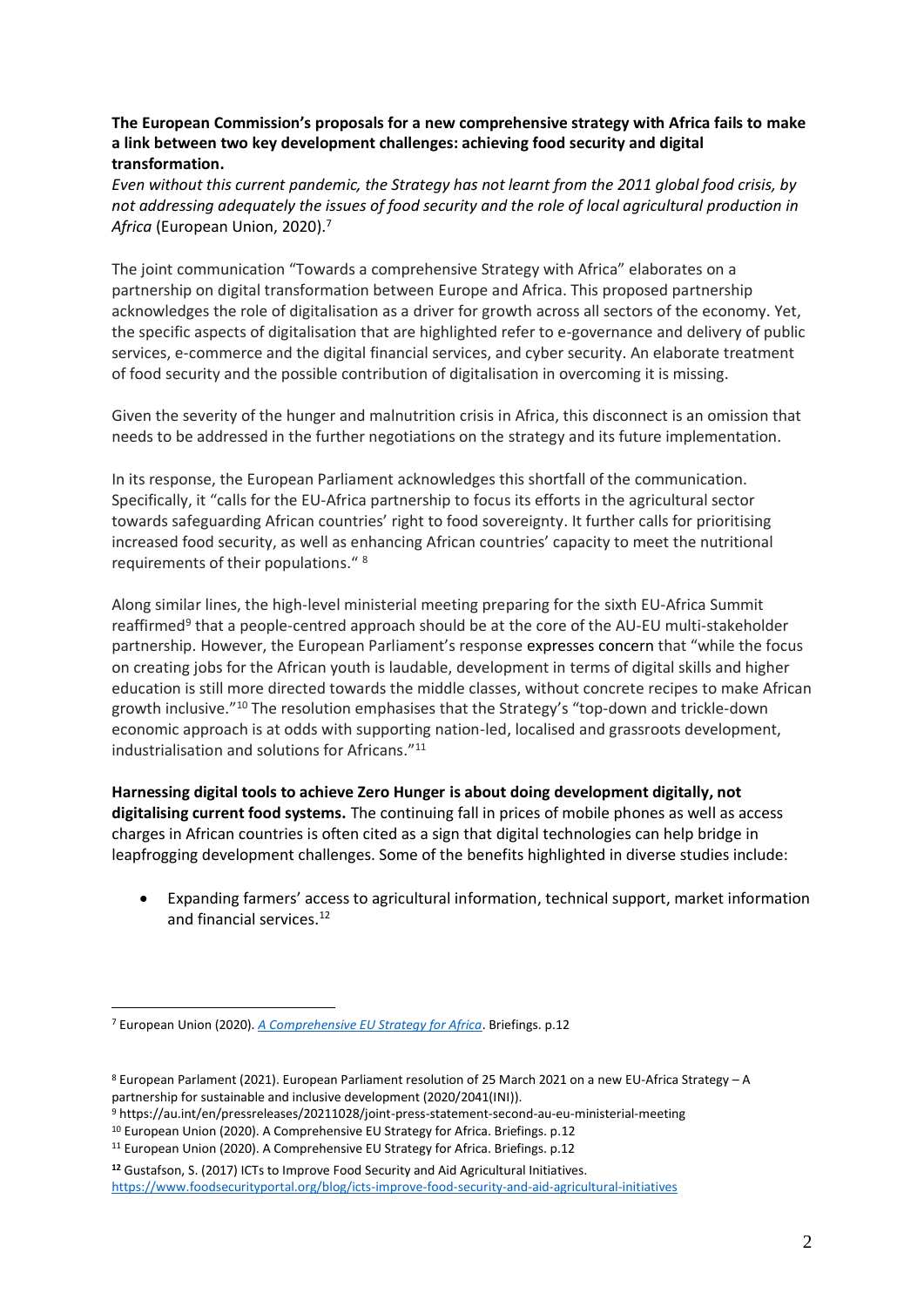**The European Commission's proposals for a new comprehensive strategy with Africa fails to make a link between two key development challenges: achieving food security and digital transformation.**

*Even without this current pandemic, the Strategy has not learnt from the 2011 global food crisis, by not addressing adequately the issues of food security and the role of local agricultural production in Africa* (European Union, 2020).[7]

The joint communication "Towards a comprehensive Strategy with Africa" elaborates on a partnership on digital transformation between Europe and Africa. This proposed partnership acknowledges the role of digitalisation as a driver for growth across all sectors of the economy. Yet, the specific aspects of digitalisation that are highlighted refer to e-governance and delivery of public services, e-commerce and the digital financial services, and cyber security. An elaborate treatment of food security and the possible contribution of digitalisation in overcoming it is missing.

Given the severity of the hunger and malnutrition crisis in Africa, this disconnect is an omission that needs to be addressed in the further negotiations on the strategy and its future implementation.

In its response, the European Parliament acknowledges this shortfall of the communication. Specifically, it "calls for the EU-Africa partnership to focus its efforts in the agricultural sector towards safeguarding African countries' right to food sovereignty. It further calls for prioritising increased food security, as well as enhancing African countries' capacity to meet the nutritional requirements of their populations." [8]

Along similar lines, the high-level ministerial meeting preparing for the sixth EU-Africa Summit reaffirmed[9] that a people-centred approach should be at the core of the AU-EU multi-stakeholder partnership. However, the European Parliament's response expresses concern that "while the focus on creating jobs for the African youth is laudable, development in terms of digital skills and higher education is still more directed towards the middle classes, without concrete recipes to make African growth inclusive."[10] The resolution emphasises that the Strategy's "top-down and trickle-down economic approach is at odds with supporting nation-led, localised and grassroots development, industrialisation and solutions for Africans."[11]

**Harnessing digital tools to achieve Zero Hunger is about doing development digitally, not digitalising current food systems.** The continuing fall in prices of mobile phones as well as access charges in African countries is often cited as a sign that digital technologies can help bridge in leapfrogging development challenges. Some of the benefits highlighted in diverse studies include:

- Expanding farmers' access to agricultural information, technical support, market information and financial services.[12]

---

[7] European Union (2020). *A Comprehensive EU Strategy for Africa*. Briefings. p.12

[8] European Parlament (2021). European Parliament resolution of 25 March 2021 on a new EU-Africa Strategy – A partnership for sustainable and inclusive development (2020/2041(INI)).

[9] https://au.int/en/pressreleases/20211028/joint-press-statement-second-au-eu-ministerial-meeting

[10] European Union (2020). A Comprehensive EU Strategy for Africa. Briefings. p.12

[11] European Union (2020). A Comprehensive EU Strategy for Africa. Briefings. p.12

[12] Gustafson, S. (2017) ICTs to Improve Food Security and Aid Agricultural Initiatives. https://www.foodsecurityportal.org/blog/icts-improve-food-security-and-aid-agricultural-initiatives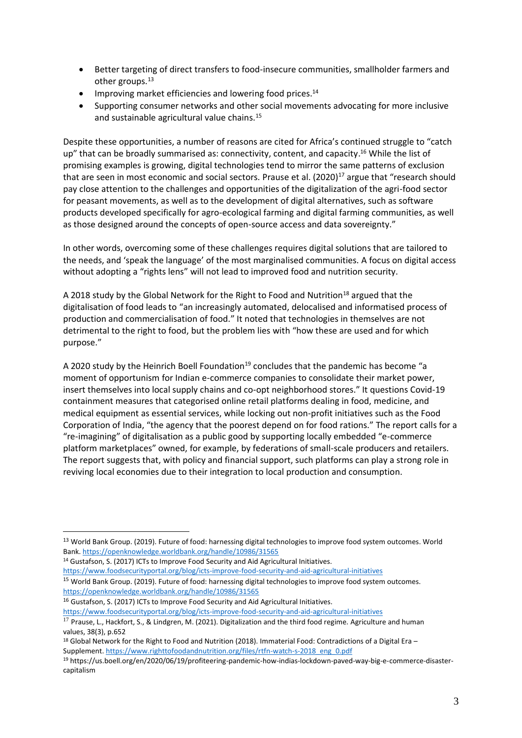- Better targeting of direct transfers to food-insecure communities, smallholder farmers and other groups.[13]
- Improving market efficiencies and lowering food prices.[14]
- Supporting consumer networks and other social movements advocating for more inclusive and sustainable agricultural value chains.[15]

Despite these opportunities, a number of reasons are cited for Africa's continued struggle to "catch up" that can be broadly summarised as: connectivity, content, and capacity.[16] While the list of promising examples is growing, digital technologies tend to mirror the same patterns of exclusion that are seen in most economic and social sectors. Prause et al. (2020)[17] argue that "research should pay close attention to the challenges and opportunities of the digitalization of the agri-food sector for peasant movements, as well as to the development of digital alternatives, such as software products developed specifically for agro-ecological farming and digital farming communities, as well as those designed around the concepts of open-source access and data sovereignty."

In other words, overcoming some of these challenges requires digital solutions that are tailored to the needs, and 'speak the language' of the most marginalised communities. A focus on digital access without adopting a "rights lens" will not lead to improved food and nutrition security.

A 2018 study by the Global Network for the Right to Food and Nutrition[18] argued that the digitalisation of food leads to "an increasingly automated, delocalised and informatised process of production and commercialisation of food." It noted that technologies in themselves are not detrimental to the right to food, but the problem lies with "how these are used and for which purpose."

A 2020 study by the Heinrich Boell Foundation[19] concludes that the pandemic has become "a moment of opportunism for Indian e-commerce companies to consolidate their market power, insert themselves into local supply chains and co-opt neighborhood stores." It questions Covid-19 containment measures that categorised online retail platforms dealing in food, medicine, and medical equipment as essential services, while locking out non-profit initiatives such as the Food Corporation of India, "the agency that the poorest depend on for food rations." The report calls for a "re-imagining" of digitalisation as a public good by supporting locally embedded "e-commerce platform marketplaces" owned, for example, by federations of small-scale producers and retailers. The report suggests that, with policy and financial support, such platforms can play a strong role in reviving local economies due to their integration to local production and consumption.

---

[13] World Bank Group. (2019). Future of food: harnessing digital technologies to improve food system outcomes. World Bank. https://openknowledge.worldbank.org/handle/10986/31565

[14] Gustafson, S. (2017) ICTs to Improve Food Security and Aid Agricultural Initiatives. https://www.foodsecurityportal.org/blog/icts-improve-food-security-and-aid-agricultural-initiatives

[15] World Bank Group. (2019). Future of food: harnessing digital technologies to improve food system outcomes. https://openknowledge.worldbank.org/handle/10986/31565

[16] Gustafson, S. (2017) ICTs to Improve Food Security and Aid Agricultural Initiatives. https://www.foodsecurityportal.org/blog/icts-improve-food-security-and-aid-agricultural-initiatives

[17] Prause, L., Hackfort, S., & Lindgren, M. (2021). Digitalization and the third food regime. Agriculture and human values, 38(3), p.652

[18] Global Network for the Right to Food and Nutrition (2018). Immaterial Food: Contradictions of a Digital Era – Supplement. https://www.righttofoodandnutrition.org/files/rtfn-watch-s-2018_eng_0.pdf

[19] https://us.boell.org/en/2020/06/19/profiteering-pandemic-how-indias-lockdown-paved-way-big-e-commerce-disaster-capitalism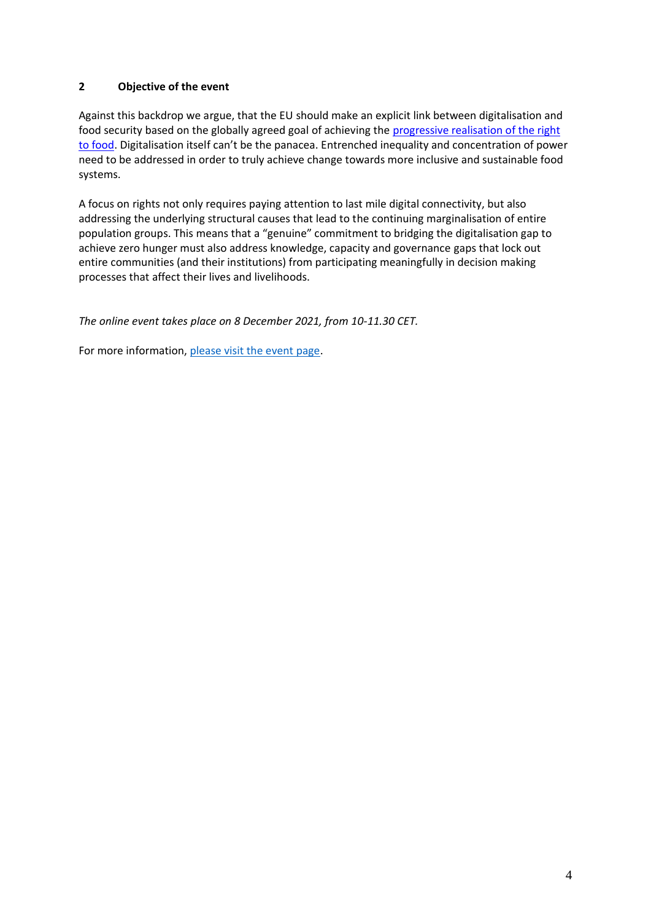## 2 Objective of the event

Against this backdrop we argue, that the EU should make an explicit link between digitalisation and food security based on the globally agreed goal of achieving the progressive realisation of the right to food. Digitalisation itself can't be the panacea. Entrenched inequality and concentration of power need to be addressed in order to truly achieve change towards more inclusive and sustainable food systems.

A focus on rights not only requires paying attention to last mile digital connectivity, but also addressing the underlying structural causes that lead to the continuing marginalisation of entire population groups. This means that a "genuine" commitment to bridging the digitalisation gap to achieve zero hunger must also address knowledge, capacity and governance gaps that lock out entire communities (and their institutions) from participating meaningfully in decision making processes that affect their lives and livelihoods.

*The online event takes place on 8 December 2021, from 10-11.30 CET.*

For more information, please visit the event page.